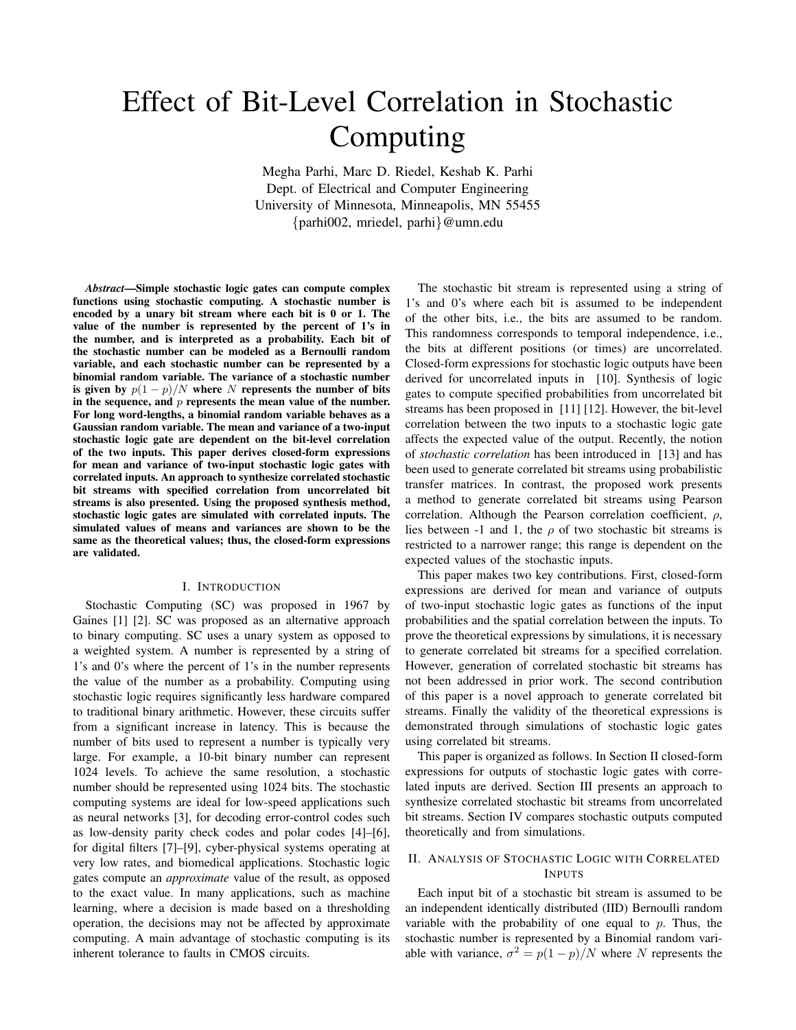# Effect of Bit-Level Correlation in Stochastic Computing

Megha Parhi, Marc D. Riedel, Keshab K. Parhi
Dept. of Electrical and Computer Engineering
University of Minnesota, Minneapolis, MN 55455
{parhi002, mriedel, parhi}@umn.edu

***Abstract*—Simple stochastic logic gates can compute complex functions using stochastic computing. A stochastic number is encoded by a unary bit stream where each bit is 0 or 1. The value of the number is represented by the percent of 1's in the number, and is interpreted as a probability. Each bit of the stochastic number can be modeled as a Bernoulli random variable, and each stochastic number can be represented by a binomial random variable. The variance of a stochastic number is given by $p(1-p)/N$ where $N$ represents the number of bits in the sequence, and $p$ represents the mean value of the number. For long word-lengths, a binomial random variable behaves as a Gaussian random variable. The mean and variance of a two-input stochastic logic gate are dependent on the bit-level correlation of the two inputs. This paper derives closed-form expressions for mean and variance of two-input stochastic logic gates with correlated inputs. An approach to synthesize correlated stochastic bit streams with specified correlation from uncorrelated bit streams is also presented. Using the proposed synthesis method, stochastic logic gates are simulated with correlated inputs. The simulated values of means and variances are shown to be the same as the theoretical values; thus, the closed-form expressions are validated.**

## I. Introduction

Stochastic Computing (SC) was proposed in 1967 by Gaines [1] [2]. SC was proposed as an alternative approach to binary computing. SC uses a unary system as opposed to a weighted system. A number is represented by a string of 1's and 0's where the percent of 1's in the number represents the value of the number as a probability. Computing using stochastic logic requires significantly less hardware compared to traditional binary arithmetic. However, these circuits suffer from a significant increase in latency. This is because the number of bits used to represent a number is typically very large. For example, a 10-bit binary number can represent 1024 levels. To achieve the same resolution, a stochastic number should be represented using 1024 bits. The stochastic computing systems are ideal for low-speed applications such as neural networks [3], for decoding error-control codes such as low-density parity check codes and polar codes [4]–[6], for digital filters [7]–[9], cyber-physical systems operating at very low rates, and biomedical applications. Stochastic logic gates compute an *approximate* value of the result, as opposed to the exact value. In many applications, such as machine learning, where a decision is made based on a thresholding operation, the decisions may not be affected by approximate computing. A main advantage of stochastic computing is its inherent tolerance to faults in CMOS circuits.

The stochastic bit stream is represented using a string of 1's and 0's where each bit is assumed to be independent of the other bits, i.e., the bits are assumed to be random. This randomness corresponds to temporal independence, i.e., the bits at different positions (or times) are uncorrelated. Closed-form expressions for stochastic logic outputs have been derived for uncorrelated inputs in [10]. Synthesis of logic gates to compute specified probabilities from uncorrelated bit streams has been proposed in [11] [12]. However, the bit-level correlation between the two inputs to a stochastic logic gate affects the expected value of the output. Recently, the notion of *stochastic correlation* has been introduced in [13] and has been used to generate correlated bit streams using probabilistic transfer matrices. In contrast, the proposed work presents a method to generate correlated bit streams using Pearson correlation. Although the Pearson correlation coefficient, $\rho$, lies between -1 and 1, the $\rho$ of two stochastic bit streams is restricted to a narrower range; this range is dependent on the expected values of the stochastic inputs.

This paper makes two key contributions. First, closed-form expressions are derived for mean and variance of outputs of two-input stochastic logic gates as functions of the input probabilities and the spatial correlation between the inputs. To prove the theoretical expressions by simulations, it is necessary to generate correlated bit streams for a specified correlation. However, generation of correlated stochastic bit streams has not been addressed in prior work. The second contribution of this paper is a novel approach to generate correlated bit streams. Finally the validity of the theoretical expressions is demonstrated through simulations of stochastic logic gates using correlated bit streams.

This paper is organized as follows. In Section II closed-form expressions for outputs of stochastic logic gates with correlated inputs are derived. Section III presents an approach to synthesize correlated stochastic bit streams from uncorrelated bit streams. Section IV compares stochastic outputs computed theoretically and from simulations.

## II. Analysis of Stochastic Logic with Correlated Inputs

Each input bit of a stochastic bit stream is assumed to be an independent identically distributed (IID) Bernoulli random variable with the probability of one equal to $p$. Thus, the stochastic number is represented by a Binomial random variable with variance, $\sigma^2 = p(1-p)/N$ where $N$ represents the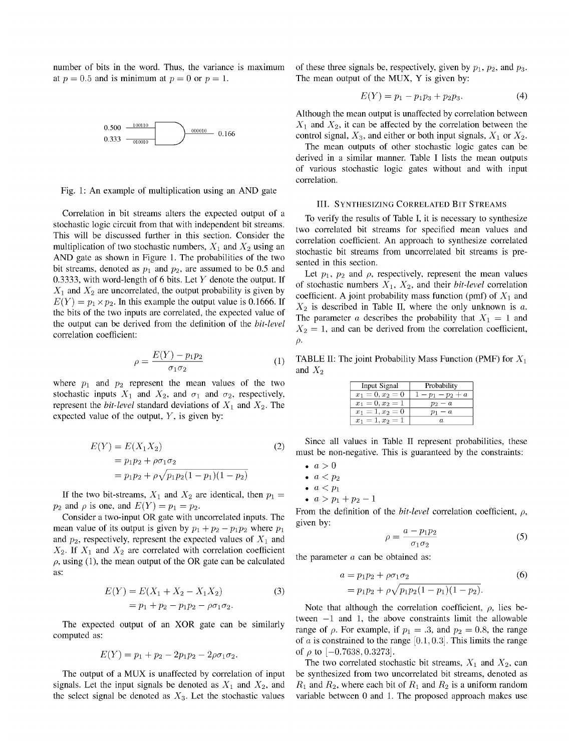number of bits in the word. Thus, the variance is maximum at $p = 0.5$ and is minimum at $p = 0$ or $p = 1$.

Fig. 1: An example of multiplication using an AND gate

Correlation in bit streams alters the expected output of a stochastic logic circuit from that with independent bit streams. This will be discussed further in this section. Consider the multiplication of two stochastic numbers, $X_1$ and $X_2$ using an AND gate as shown in Figure 1. The probabilities of the two bit streams, denoted as $p_1$ and $p_2$, are assumed to be 0.5 and 0.3333, with word-length of 6 bits. Let $Y$ denote the output. If $X_1$ and $X_2$ are uncorrelated, the output probability is given by $E(Y) = p_1 \times p_2$. In this example the output value is 0.1666. If the bits of the two inputs are correlated, the expected value of the output can be derived from the definition of the *bit-level* correlation coefficient:

$$\rho = \frac{E(Y) - p_1 p_2}{\sigma_1 \sigma_2} \tag{1}$$

where $p_1$ and $p_2$ represent the mean values of the two stochastic inputs $X_1$ and $X_2$, and $\sigma_1$ and $\sigma_2$, respectively, represent the *bit-level* standard deviations of $X_1$ and $X_2$. The expected value of the output, $Y$, is given by:

$$\begin{aligned} E(Y) &= E(X_1 X_2) \\ &= p_1 p_2 + \rho \sigma_1 \sigma_2 \\ &= p_1 p_2 + \rho \sqrt{p_1 p_2 (1 - p_1)(1 - p_2)} \end{aligned} \tag{2}$$

If the two bit-streams, $X_1$ and $X_2$ are identical, then $p_1 = p_2$ and $\rho$ is one, and $E(Y) = p_1 = p_2$.

Consider a two-input OR gate with uncorrelated inputs. The mean value of its output is given by $p_1 + p_2 - p_1 p_2$ where $p_1$ and $p_2$, respectively, represent the expected values of $X_1$ and $X_2$. If $X_1$ and $X_2$ are correlated with correlation coefficient $\rho$, using (1), the mean output of the OR gate can be calculated as:

$$\begin{aligned} E(Y) &= E(X_1 + X_2 - X_1 X_2) \\ &= p_1 + p_2 - p_1 p_2 - \rho \sigma_1 \sigma_2. \end{aligned} \tag{3}$$

The expected output of an XOR gate can be similarly computed as:

$$E(Y) = p_1 + p_2 - 2p_1 p_2 - 2\rho \sigma_1 \sigma_2.$$

The output of a MUX is unaffected by correlation of input signals. Let the input signals be denoted as $X_1$ and $X_2$, and the select signal be denoted as $X_3$. Let the stochastic values of these three signals be, respectively, given by $p_1$, $p_2$, and $p_3$. The mean output of the MUX, Y is given by:

$$E(Y) = p_1 - p_1 p_3 + p_2 p_3. \tag{4}$$

Although the mean output is unaffected by correlation between $X_1$ and $X_2$, it can be affected by the correlation between the control signal, $X_3$, and either or both input signals, $X_1$ or $X_2$.

The mean outputs of other stochastic logic gates can be derived in a similar manner. Table I lists the mean outputs of various stochastic logic gates without and with input correlation.

## III. Synthesizing Correlated Bit Streams

To verify the results of Table I, it is necessary to synthesize two correlated bit streams for specified mean values and correlation coefficient. An approach to synthesize correlated stochastic bit streams from uncorrelated bit streams is presented in this section.

Let $p_1$, $p_2$ and $\rho$, respectively, represent the mean values of stochastic numbers $X_1$, $X_2$, and their *bit-level* correlation coefficient. A joint probability mass function (pmf) of $X_1$ and $X_2$ is described in Table II, where the only unknown is $a$. The parameter $a$ describes the probability that $X_1 = 1$ and $X_2 = 1$, and can be derived from the correlation coefficient, $\rho$.

TABLE II: The joint Probability Mass Function (PMF) for $X_1$ and $X_2$

| Input Signal | Probability |
|---|---|
| $x_1 = 0, x_2 = 0$ | $1 - p_1 - p_2 + a$ |
| $x_1 = 0, x_2 = 1$ | $p_2 - a$ |
| $x_1 = 1, x_2 = 0$ | $p_1 - a$ |
| $x_1 = 1, x_2 = 1$ | $a$ |

Since all values in Table II represent probabilities, these must be non-negative. This is guaranteed by the constraints:

- $a > 0$
- $a < p_2$
- $a < p_1$
- $a > p_1 + p_2 - 1$

From the definition of the *bit-level* correlation coefficient, $\rho$, given by:

$$\rho = \frac{a - p_1 p_2}{\sigma_1 \sigma_2} \tag{5}$$

the parameter $a$ can be obtained as:

$$\begin{aligned} a &= p_1 p_2 + \rho \sigma_1 \sigma_2 \\ &= p_1 p_2 + \rho \sqrt{p_1 p_2 (1 - p_1)(1 - p_2)}. \end{aligned} \tag{6}$$

Note that although the correlation coefficient, $\rho$, lies between $-1$ and 1, the above constraints limit the allowable range of $\rho$. For example, if $p_1 = .3$, and $p_2 = 0.8$, the range of $a$ is constrained to the range $[0.1, 0.3]$. This limits the range of $\rho$ to $[-0.7638, 0.3273]$.

The two correlated stochastic bit streams, $X_1$ and $X_2$, can be synthesized from two uncorrelated bit streams, denoted as $R_1$ and $R_2$, where each bit of $R_1$ and $R_2$ is a uniform random variable between 0 and 1. The proposed approach makes use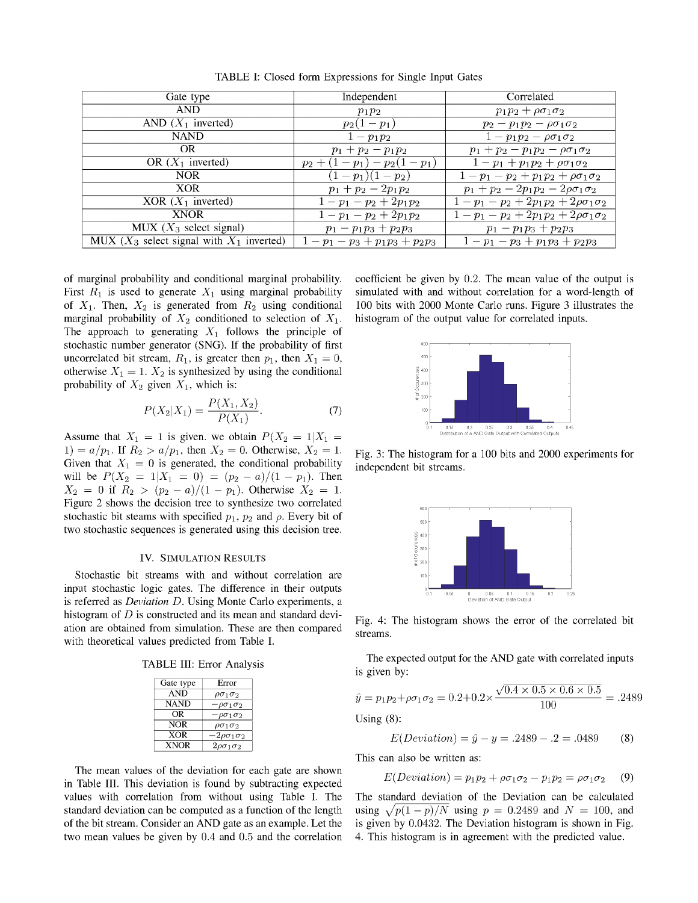TABLE I: Closed form Expressions for Single Input Gates

| Gate type | Independent | Correlated |
|---|---|---|
| AND | $p_1p_2$ | $p_1p_2 + \rho\sigma_1\sigma_2$ |
| AND ($X_1$ inverted) | $p_2(1 - p_1)$ | $p_2 - p_1p_2 - \rho\sigma_1\sigma_2$ |
| NAND | $1 - p_1p_2$ | $1 - p_1p_2 - \rho\sigma_1\sigma_2$ |
| OR | $p_1 + p_2 - p_1p_2$ | $p_1 + p_2 - p_1p_2 - \rho\sigma_1\sigma_2$ |
| OR ($X_1$ inverted) | $p_2 + (1 - p_1) - p_2(1 - p_1)$ | $1 - p_1 + p_1p_2 + \rho\sigma_1\sigma_2$ |
| NOR | $(1 - p_1)(1 - p_2)$ | $1 - p_1 - p_2 + p_1p_2 + \rho\sigma_1\sigma_2$ |
| XOR | $p_1 + p_2 - 2p_1p_2$ | $p_1 + p_2 - 2p_1p_2 - 2\rho\sigma_1\sigma_2$ |
| XOR ($X_1$ inverted) | $1 - p_1 - p_2 + 2p_1p_2$ | $1 - p_1 - p_2 + 2p_1p_2 + 2\rho\sigma_1\sigma_2$ |
| XNOR | $1 - p_1 - p_2 + 2p_1p_2$ | $1 - p_1 - p_2 + 2p_1p_2 + 2\rho\sigma_1\sigma_2$ |
| MUX ($X_3$ select signal) | $p_1 - p_1p_3 + p_2p_3$ | $p_1 - p_1p_3 + p_2p_3$ |
| MUX ($X_3$ select signal with $X_1$ inverted) | $1 - p_1 - p_3 + p_1p_3 + p_2p_3$ | $1 - p_1 - p_3 + p_1p_3 + p_2p_3$ |

of marginal probability and conditional marginal probability. First $R_1$ is used to generate $X_1$ using marginal probability of $X_1$. Then, $X_2$ is generated from $R_2$ using conditional marginal probability of $X_2$ conditioned to selection of $X_1$. The approach to generating $X_1$ follows the principle of stochastic number generator (SNG). If the probability of first uncorrelated bit stream, $R_1$, is greater then $p_1$, then $X_1 = 0$, otherwise $X_1 = 1$. $X_2$ is synthesized by using the conditional probability of $X_2$ given $X_1$, which is:

$$P(X_2|X_1) = \frac{P(X_1, X_2)}{P(X_1)}. \quad (7)$$

Assume that $X_1 = 1$ is given. we obtain $P(X_2 = 1|X_1 = 1) = a/p_1$. If $R_2 > a/p_1$, then $X_2 = 0$. Otherwise, $X_2 = 1$. Given that $X_1 = 0$ is generated, the conditional probability will be $P(X_2 = 1|X_1 = 0) = (p_2 - a)/(1 - p_1)$. Then $X_2 = 0$ if $R_2 > (p_2 - a)/(1 - p_1)$. Otherwise $X_2 = 1$. Figure 2 shows the decision tree to synthesize two correlated stochastic bit steams with specified $p_1$, $p_2$ and $\rho$. Every bit of two stochastic sequences is generated using this decision tree.

## IV. Simulation Results

Stochastic bit streams with and without correlation are input stochastic logic gates. The difference in their outputs is referred as *Deviation D*. Using Monte Carlo experiments, a histogram of $D$ is constructed and its mean and standard deviation are obtained from simulation. These are then compared with theoretical values predicted from Table I.

TABLE III: Error Analysis

| Gate type | Error |
|---|---|
| AND | $\rho\sigma_1\sigma_2$ |
| NAND | $-\rho\sigma_1\sigma_2$ |
| OR | $-\rho\sigma_1\sigma_2$ |
| NOR | $\rho\sigma_1\sigma_2$ |
| XOR | $-2\rho\sigma_1\sigma_2$ |
| XNOR | $2\rho\sigma_1\sigma_2$ |

The mean values of the deviation for each gate are shown in Table III. This deviation is found by subtracting expected values with correlation from without using Table I. The standard deviation can be computed as a function of the length of the bit stream. Consider an AND gate as an example. Let the two mean values be given by 0.4 and 0.5 and the correlation coefficient be given by 0.2. The mean value of the output is simulated with and without correlation for a word-length of 100 bits with 2000 Monte Carlo runs. Figure 3 illustrates the histogram of the output value for correlated inputs.

Fig. 3: The histogram for a 100 bits and 2000 experiments for independent bit streams.

Fig. 4: The histogram shows the error of the correlated bit streams.

The expected output for the AND gate with correlated inputs is given by:

$$\hat{y} = p_1p_2 + \rho\sigma_1\sigma_2 = 0.2 + 0.2 \times \frac{\sqrt{0.4 \times 0.5 \times 0.6 \times 0.5}}{100} = .2489$$

Using (8):

$$E(Deviation) = \hat{y} - y = .2489 - .2 = .0489 \quad (8)$$

This can also be written as:

$$E(Deviation) = p_1p_2 + \rho\sigma_1\sigma_2 - p_1p_2 = \rho\sigma_1\sigma_2 \quad (9)$$

The standard deviation of the Deviation can be calculated using $\sqrt{p(1-p)/N}$ using $p = 0.2489$ and $N = 100$, and is given by 0.0432. The Deviation histogram is shown in Fig. 4. This histogram is in agreement with the predicted value.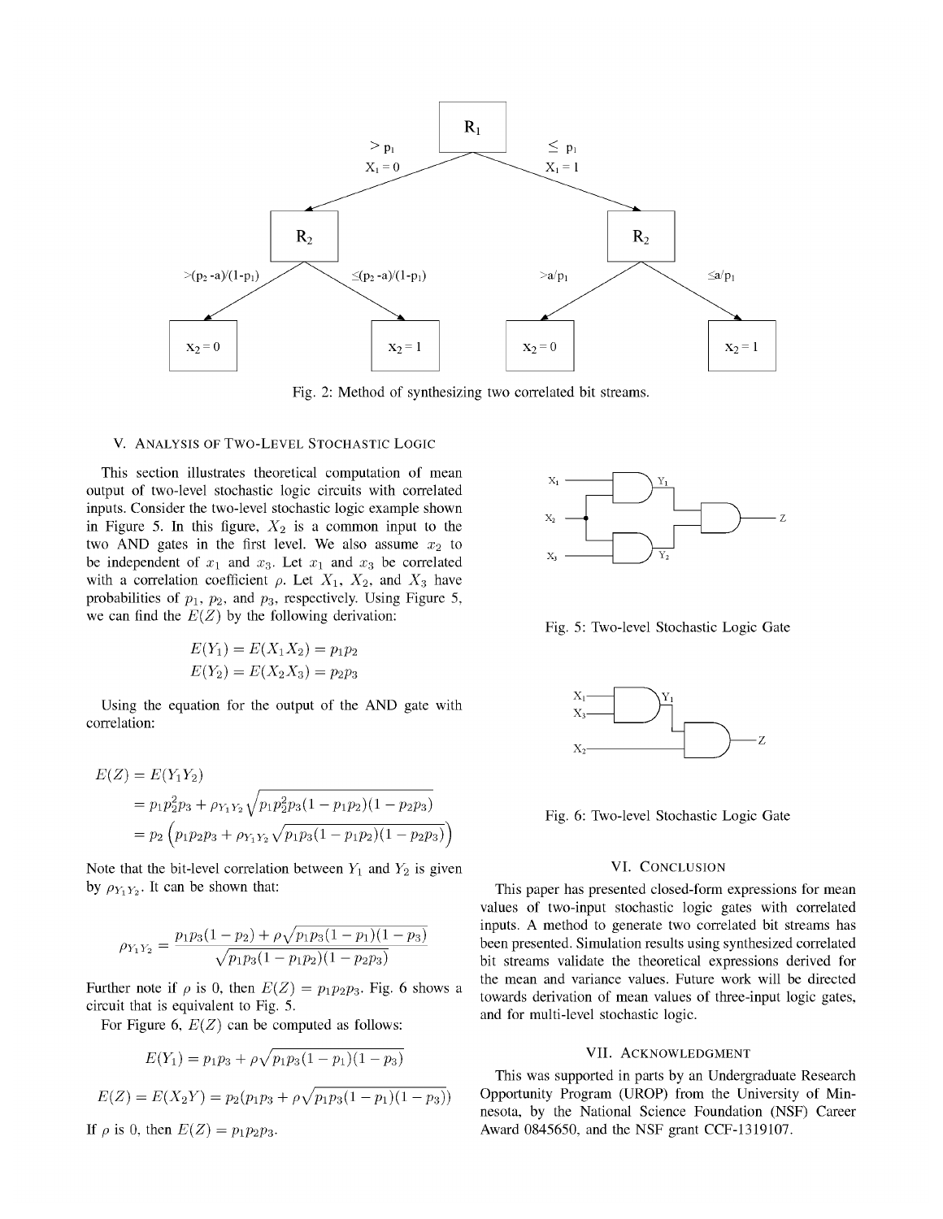Fig. 2: Method of synthesizing two correlated bit streams.

## V. Analysis of Two-Level Stochastic Logic

This section illustrates theoretical computation of mean output of two-level stochastic logic circuits with correlated inputs. Consider the two-level stochastic logic example shown in Figure 5. In this figure, $X_2$ is a common input to the two AND gates in the first level. We also assume $x_2$ to be independent of $x_1$ and $x_3$. Let $x_1$ and $x_3$ be correlated with a correlation coefficient $\rho$. Let $X_1$, $X_2$, and $X_3$ have probabilities of $p_1$, $p_2$, and $p_3$, respectively. Using Figure 5, we can find the $E(Z)$ by the following derivation:

$$E(Y_1) = E(X_1 X_2) = p_1 p_2$$
$$E(Y_2) = E(X_2 X_3) = p_2 p_3$$

Using the equation for the output of the AND gate with correlation:

$$\begin{aligned}
E(Z) &= E(Y_1 Y_2) \\
&= p_1 p_2^2 p_3 + \rho_{Y_1 Y_2} \sqrt{p_1 p_2^2 p_3 (1 - p_1 p_2)(1 - p_2 p_3)} \\
&= p_2 \left( p_1 p_2 p_3 + \rho_{Y_1 Y_2} \sqrt{p_1 p_3 (1 - p_1 p_2)(1 - p_2 p_3)} \right)
\end{aligned}$$

Note that the bit-level correlation between $Y_1$ and $Y_2$ is given by $\rho_{Y_1 Y_2}$. It can be shown that:

$$\rho_{Y_1 Y_2} = \frac{p_1 p_3 (1 - p_2) + \rho \sqrt{p_1 p_3 (1 - p_1)(1 - p_3)}}{\sqrt{p_1 p_3 (1 - p_1 p_2)(1 - p_2 p_3)}}$$

Further note if $\rho$ is 0, then $E(Z) = p_1 p_2 p_3$. Fig. 6 shows a circuit that is equivalent to Fig. 5.

For Figure 6, $E(Z)$ can be computed as follows:

$$E(Y_1) = p_1 p_3 + \rho \sqrt{p_1 p_3 (1 - p_1)(1 - p_3)}$$

$$E(Z) = E(X_2 Y) = p_2 (p_1 p_3 + \rho \sqrt{p_1 p_3 (1 - p_1)(1 - p_3)})$$

If $\rho$ is 0, then $E(Z) = p_1 p_2 p_3$.

Fig. 5: Two-level Stochastic Logic Gate

Fig. 6: Two-level Stochastic Logic Gate

## VI. Conclusion

This paper has presented closed-form expressions for mean values of two-input stochastic logic gates with correlated inputs. A method to generate two correlated bit streams has been presented. Simulation results using synthesized correlated bit streams validate the theoretical expressions derived for the mean and variance values. Future work will be directed towards derivation of mean values of three-input logic gates, and for multi-level stochastic logic.

## VII. Acknowledgment

This was supported in parts by an Undergraduate Research Opportunity Program (UROP) from the University of Minnesota, by the National Science Foundation (NSF) Career Award 0845650, and the NSF grant CCF-1319107.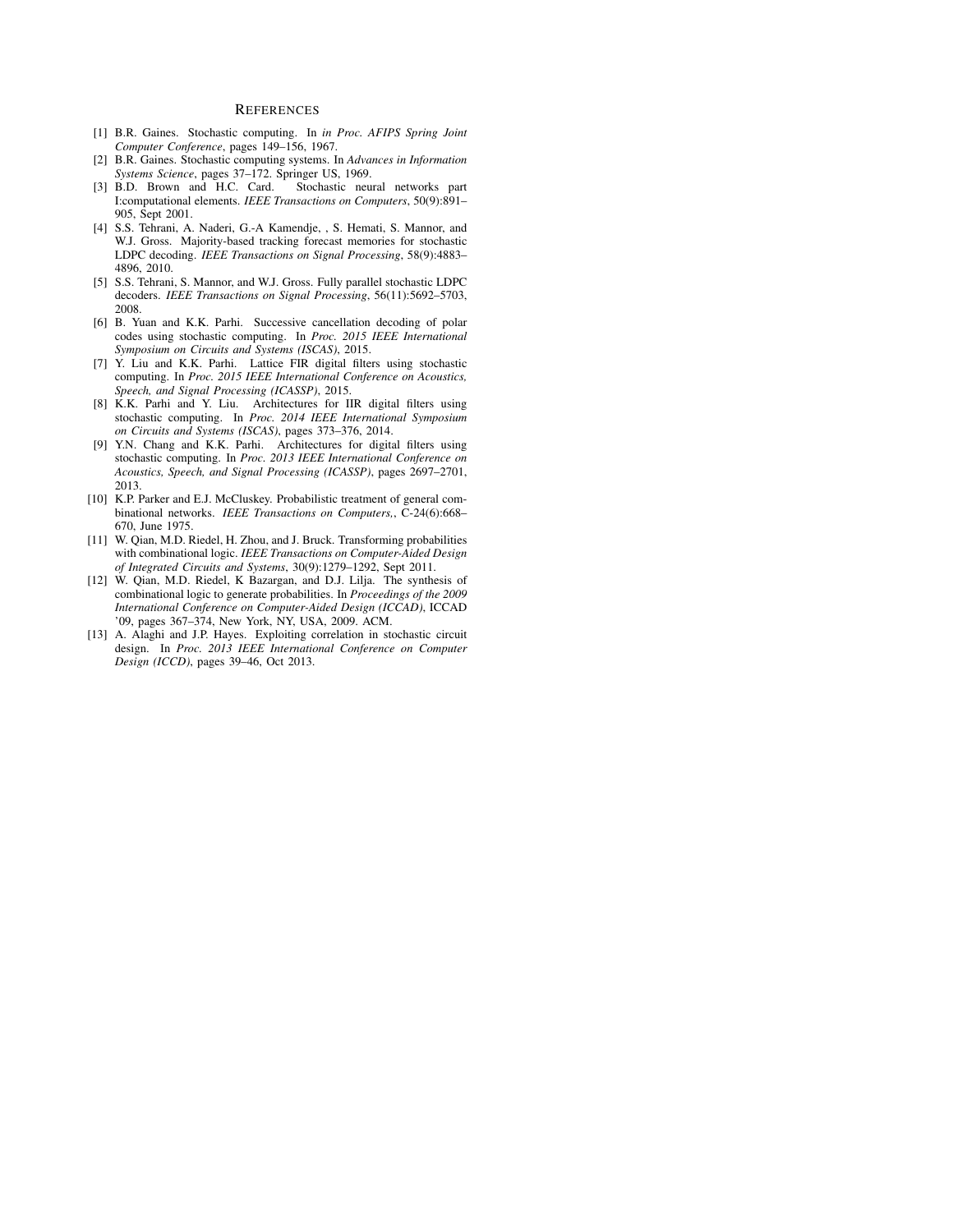## References

[1] B.R. Gaines. Stochastic computing. In *in Proc. AFIPS Spring Joint Computer Conference*, pages 149–156, 1967.

[2] B.R. Gaines. Stochastic computing systems. In *Advances in Information Systems Science*, pages 37–172. Springer US, 1969.

[3] B.D. Brown and H.C. Card. Stochastic neural networks part I:computational elements. *IEEE Transactions on Computers*, 50(9):891–905, Sept 2001.

[4] S.S. Tehrani, A. Naderi, G.-A Kamendje, , S. Hemati, S. Mannor, and W.J. Gross. Majority-based tracking forecast memories for stochastic LDPC decoding. *IEEE Transactions on Signal Processing*, 58(9):4883–4896, 2010.

[5] S.S. Tehrani, S. Mannor, and W.J. Gross. Fully parallel stochastic LDPC decoders. *IEEE Transactions on Signal Processing*, 56(11):5692–5703, 2008.

[6] B. Yuan and K.K. Parhi. Successive cancellation decoding of polar codes using stochastic computing. In *Proc. 2015 IEEE International Symposium on Circuits and Systems (ISCAS)*, 2015.

[7] Y. Liu and K.K. Parhi. Lattice FIR digital filters using stochastic computing. In *Proc. 2015 IEEE International Conference on Acoustics, Speech, and Signal Processing (ICASSP)*, 2015.

[8] K.K. Parhi and Y. Liu. Architectures for IIR digital filters using stochastic computing. In *Proc. 2014 IEEE International Symposium on Circuits and Systems (ISCAS)*, pages 373–376, 2014.

[9] Y.N. Chang and K.K. Parhi. Architectures for digital filters using stochastic computing. In *Proc. 2013 IEEE International Conference on Acoustics, Speech, and Signal Processing (ICASSP)*, pages 2697–2701, 2013.

[10] K.P. Parker and E.J. McCluskey. Probabilistic treatment of general combinational networks. *IEEE Transactions on Computers,*, C-24(6):668–670, June 1975.

[11] W. Qian, M.D. Riedel, H. Zhou, and J. Bruck. Transforming probabilities with combinational logic. *IEEE Transactions on Computer-Aided Design of Integrated Circuits and Systems*, 30(9):1279–1292, Sept 2011.

[12] W. Qian, M.D. Riedel, K Bazargan, and D.J. Lilja. The synthesis of combinational logic to generate probabilities. In *Proceedings of the 2009 International Conference on Computer-Aided Design (ICCAD)*, ICCAD '09, pages 367–374, New York, NY, USA, 2009. ACM.

[13] A. Alaghi and J.P. Hayes. Exploiting correlation in stochastic circuit design. In *Proc. 2013 IEEE International Conference on Computer Design (ICCD)*, pages 39–46, Oct 2013.